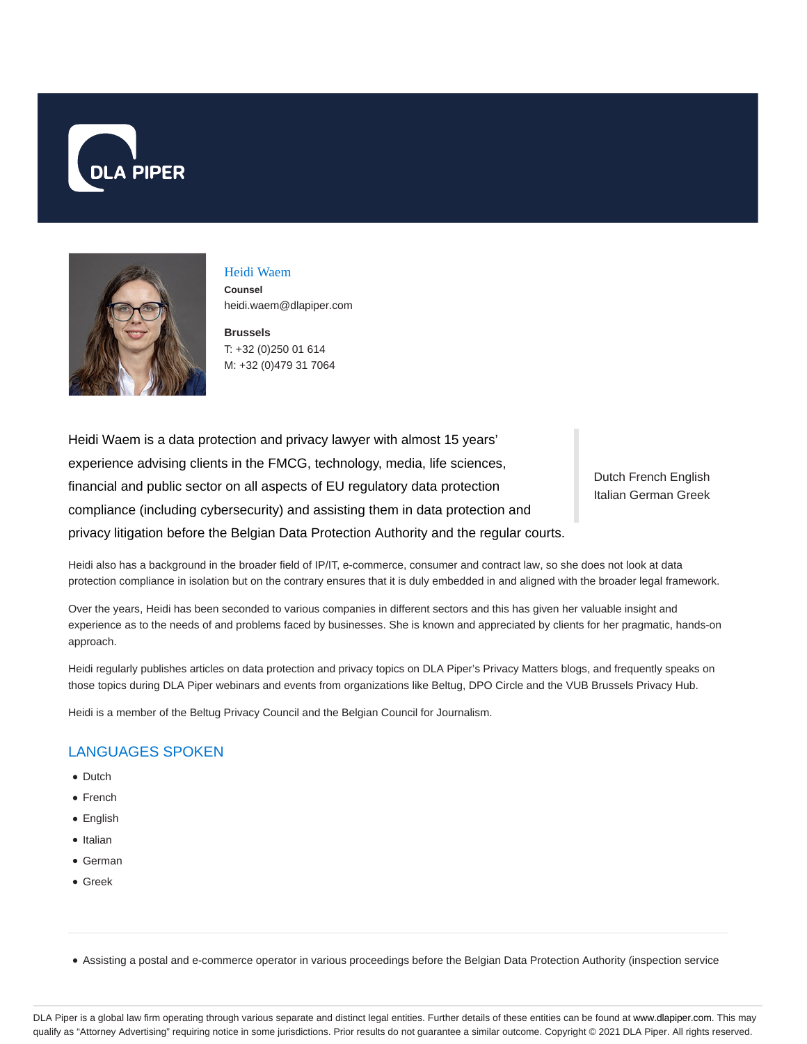# Heidi Waem

**Counsel**
heidi.waem@dlapiper.com

**Brussels**
T: +32 (0)250 01 614
M: +32 (0)479 31 7064

Heidi Waem is a data protection and privacy lawyer with almost 15 years' experience advising clients in the FMCG, technology, media, life sciences, financial and public sector on all aspects of EU regulatory data protection compliance (including cybersecurity) and assisting them in data protection and privacy litigation before the Belgian Data Protection Authority and the regular courts.

Dutch French English Italian German Greek

Heidi also has a background in the broader field of IP/IT, e-commerce, consumer and contract law, so she does not look at data protection compliance in isolation but on the contrary ensures that it is duly embedded in and aligned with the broader legal framework.

Over the years, Heidi has been seconded to various companies in different sectors and this has given her valuable insight and experience as to the needs of and problems faced by businesses. She is known and appreciated by clients for her pragmatic, hands-on approach.

Heidi regularly publishes articles on data protection and privacy topics on DLA Piper's Privacy Matters blogs, and frequently speaks on those topics during DLA Piper webinars and events from organizations like Beltug, DPO Circle and the VUB Brussels Privacy Hub.

Heidi is a member of the Beltug Privacy Council and the Belgian Council for Journalism.

## LANGUAGES SPOKEN

- Dutch
- French
- English
- Italian
- German
- Greek

---

- Assisting a postal and e-commerce operator in various proceedings before the Belgian Data Protection Authority (inspection service

DLA Piper is a global law firm operating through various separate and distinct legal entities. Further details of these entities can be found at www.dlapiper.com. This may qualify as "Attorney Advertising" requiring notice in some jurisdictions. Prior results do not guarantee a similar outcome. Copyright © 2021 DLA Piper. All rights reserved.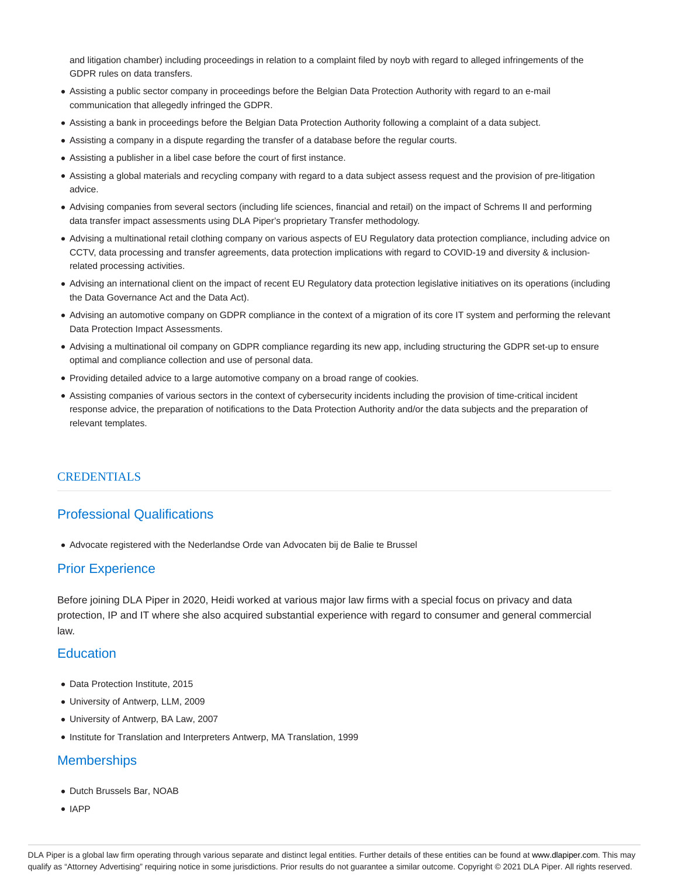and litigation chamber) including proceedings in relation to a complaint filed by noyb with regard to alleged infringements of the GDPR rules on data transfers.

- Assisting a public sector company in proceedings before the Belgian Data Protection Authority with regard to an e-mail communication that allegedly infringed the GDPR.
- Assisting a bank in proceedings before the Belgian Data Protection Authority following a complaint of a data subject.
- Assisting a company in a dispute regarding the transfer of a database before the regular courts.
- Assisting a publisher in a libel case before the court of first instance.
- Assisting a global materials and recycling company with regard to a data subject assess request and the provision of pre-litigation advice.
- Advising companies from several sectors (including life sciences, financial and retail) on the impact of Schrems II and performing data transfer impact assessments using DLA Piper's proprietary Transfer methodology.
- Advising a multinational retail clothing company on various aspects of EU Regulatory data protection compliance, including advice on CCTV, data processing and transfer agreements, data protection implications with regard to COVID-19 and diversity & inclusion-related processing activities.
- Advising an international client on the impact of recent EU Regulatory data protection legislative initiatives on its operations (including the Data Governance Act and the Data Act).
- Advising an automotive company on GDPR compliance in the context of a migration of its core IT system and performing the relevant Data Protection Impact Assessments.
- Advising a multinational oil company on GDPR compliance regarding its new app, including structuring the GDPR set-up to ensure optimal and compliance collection and use of personal data.
- Providing detailed advice to a large automotive company on a broad range of cookies.
- Assisting companies of various sectors in the context of cybersecurity incidents including the provision of time-critical incident response advice, the preparation of notifications to the Data Protection Authority and/or the data subjects and the preparation of relevant templates.

## CREDENTIALS

### Professional Qualifications

- Advocate registered with the Nederlandse Orde van Advocaten bij de Balie te Brussel

### Prior Experience

Before joining DLA Piper in 2020, Heidi worked at various major law firms with a special focus on privacy and data protection, IP and IT where she also acquired substantial experience with regard to consumer and general commercial law.

### Education

- Data Protection Institute, 2015
- University of Antwerp, LLM, 2009
- University of Antwerp, BA Law, 2007
- Institute for Translation and Interpreters Antwerp, MA Translation, 1999

### Memberships

- Dutch Brussels Bar, NOAB
- IAPP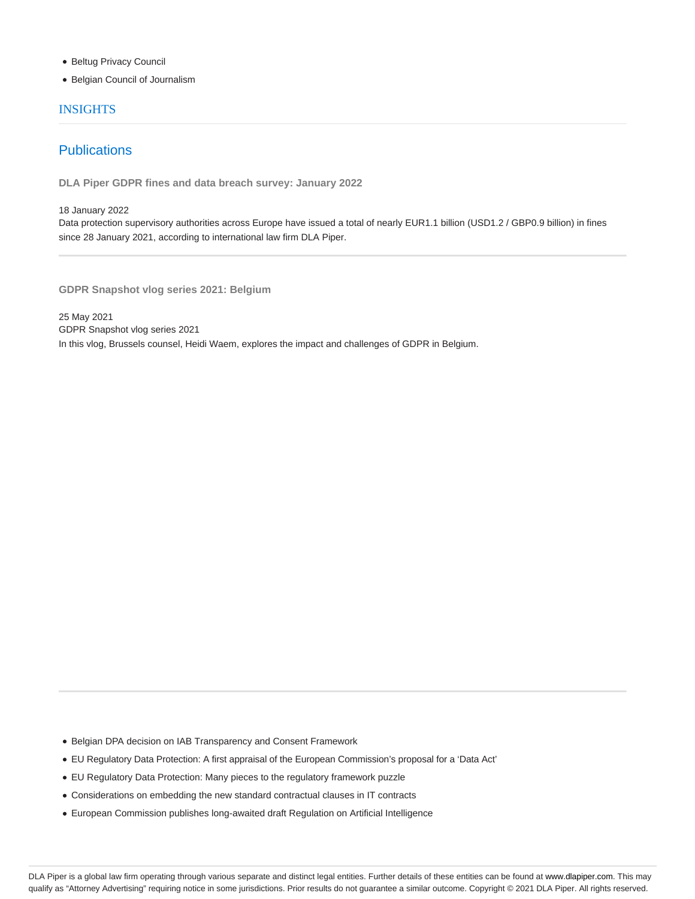- Beltug Privacy Council
- Belgian Council of Journalism

## INSIGHTS

### Publications

**DLA Piper GDPR fines and data breach survey: January 2022**

18 January 2022

Data protection supervisory authorities across Europe have issued a total of nearly EUR1.1 billion (USD1.2 / GBP0.9 billion) in fines since 28 January 2021, according to international law firm DLA Piper.

---

**GDPR Snapshot vlog series 2021: Belgium**

25 May 2021

GDPR Snapshot vlog series 2021

In this vlog, Brussels counsel, Heidi Waem, explores the impact and challenges of GDPR in Belgium.

---

- Belgian DPA decision on IAB Transparency and Consent Framework
- EU Regulatory Data Protection: A first appraisal of the European Commission's proposal for a 'Data Act'
- EU Regulatory Data Protection: Many pieces to the regulatory framework puzzle
- Considerations on embedding the new standard contractual clauses in IT contracts
- European Commission publishes long-awaited draft Regulation on Artificial Intelligence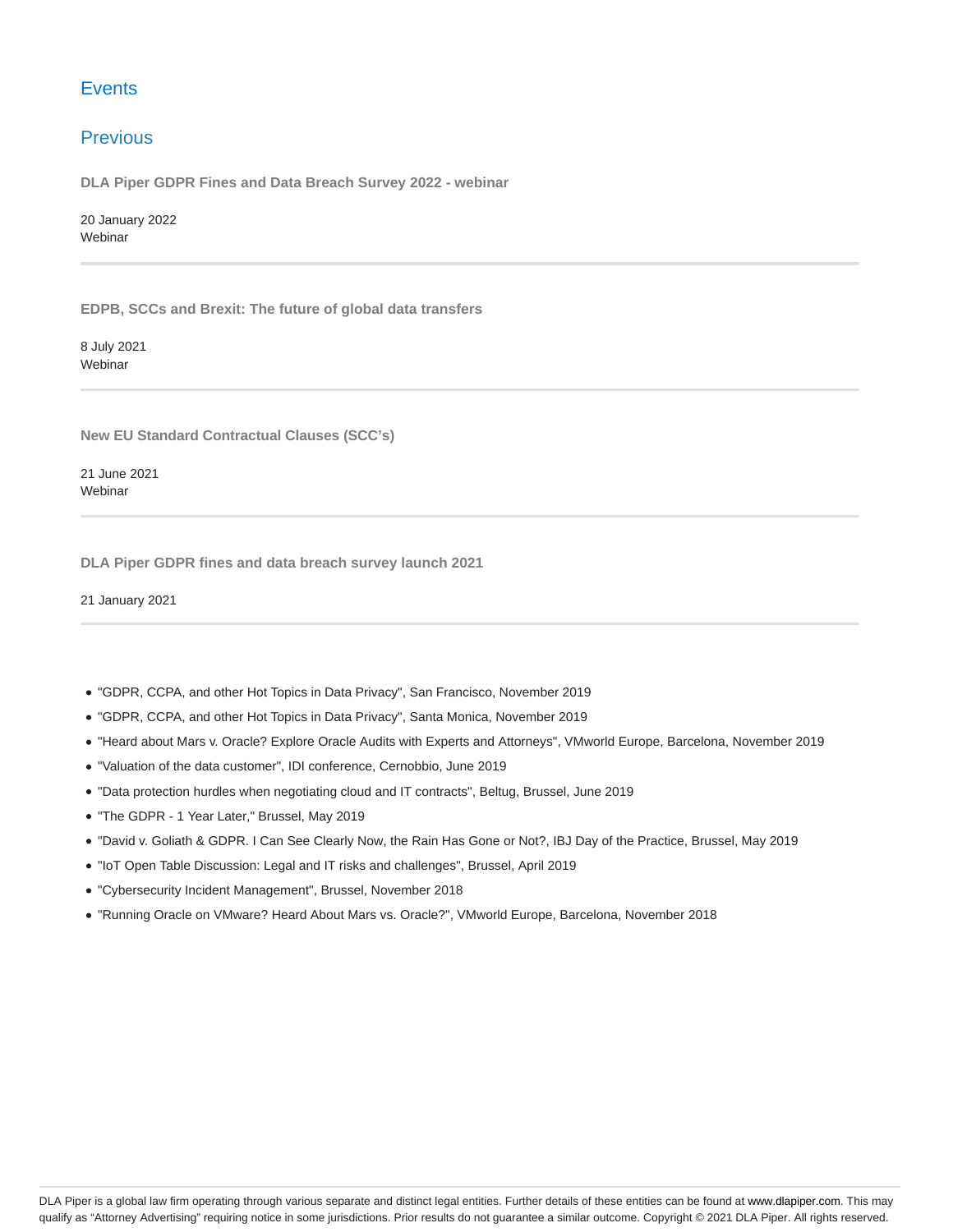## Events

## Previous

**DLA Piper GDPR Fines and Data Breach Survey 2022 - webinar**

20 January 2022
Webinar

---

**EDPB, SCCs and Brexit: The future of global data transfers**

8 July 2021
Webinar

---

**New EU Standard Contractual Clauses (SCC's)**

21 June 2021
Webinar

---

**DLA Piper GDPR fines and data breach survey launch 2021**

21 January 2021

---

- "GDPR, CCPA, and other Hot Topics in Data Privacy", San Francisco, November 2019
- "GDPR, CCPA, and other Hot Topics in Data Privacy", Santa Monica, November 2019
- "Heard about Mars v. Oracle? Explore Oracle Audits with Experts and Attorneys", VMworld Europe, Barcelona, November 2019
- "Valuation of the data customer", IDI conference, Cernobbio, June 2019
- "Data protection hurdles when negotiating cloud and IT contracts", Beltug, Brussel, June 2019
- "The GDPR - 1 Year Later," Brussel, May 2019
- "David v. Goliath & GDPR. I Can See Clearly Now, the Rain Has Gone or Not?, IBJ Day of the Practice, Brussel, May 2019
- "IoT Open Table Discussion: Legal and IT risks and challenges", Brussel, April 2019
- "Cybersecurity Incident Management", Brussel, November 2018
- "Running Oracle on VMware? Heard About Mars vs. Oracle?", VMworld Europe, Barcelona, November 2018